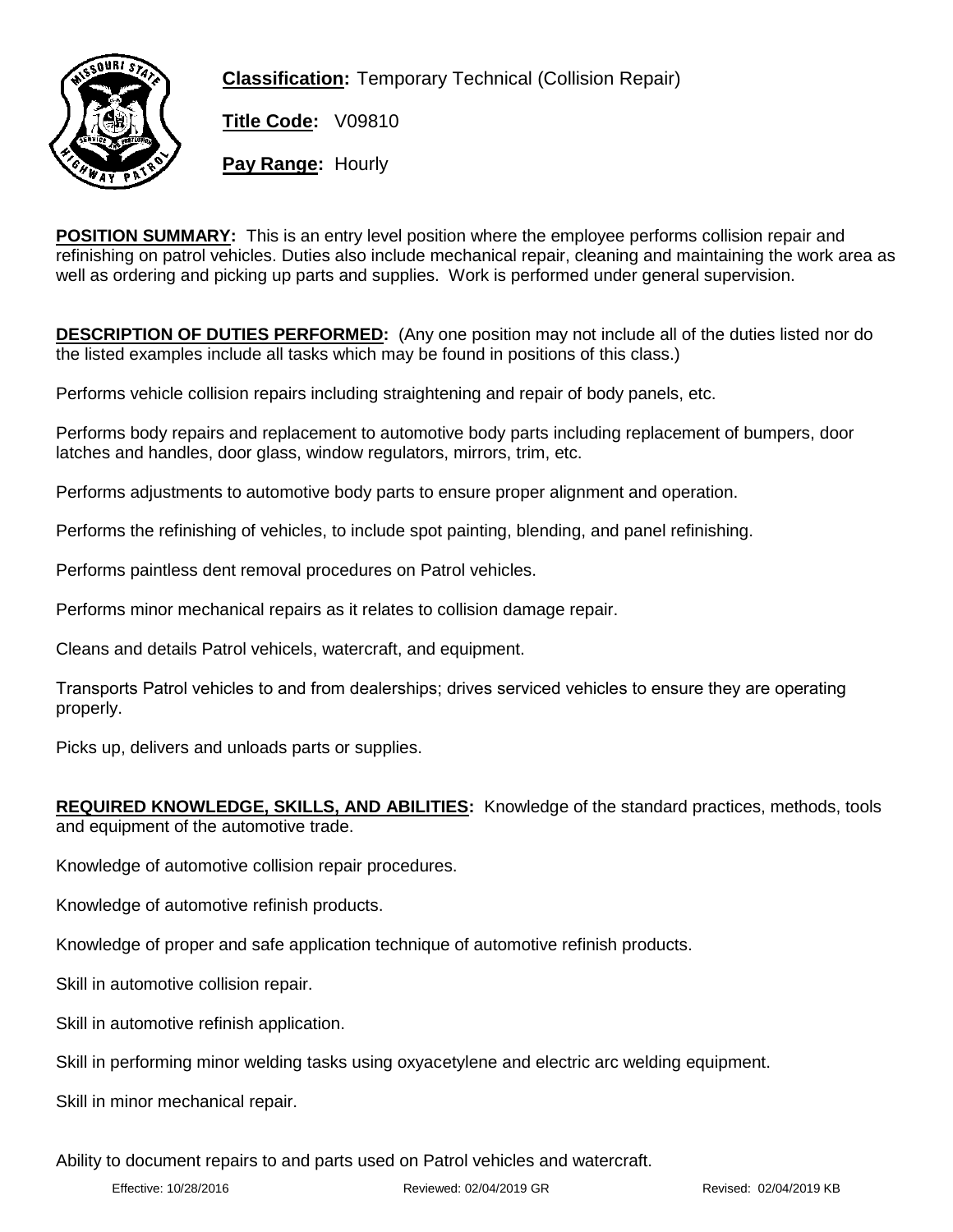**Classification:** Temporary Technical (Collision Repair)

**Title Code:** V09810

**Pay Range:** Hourly

**POSITION SUMMARY:** This is an entry level position where the employee performs collision repair and refinishing on patrol vehicles. Duties also include mechanical repair, cleaning and maintaining the work area as well as ordering and picking up parts and supplies. Work is performed under general supervision.

**DESCRIPTION OF DUTIES PERFORMED:** (Any one position may not include all of the duties listed nor do the listed examples include all tasks which may be found in positions of this class.)

Performs vehicle collision repairs including straightening and repair of body panels, etc.

Performs body repairs and replacement to automotive body parts including replacement of bumpers, door latches and handles, door glass, window regulators, mirrors, trim, etc.

Performs adjustments to automotive body parts to ensure proper alignment and operation.

Performs the refinishing of vehicles, to include spot painting, blending, and panel refinishing.

Performs paintless dent removal procedures on Patrol vehicles.

Performs minor mechanical repairs as it relates to collision damage repair.

Cleans and details Patrol vehicels, watercraft, and equipment.

Transports Patrol vehicles to and from dealerships; drives serviced vehicles to ensure they are operating properly.

Picks up, delivers and unloads parts or supplies.

**REQUIRED KNOWLEDGE, SKILLS, AND ABILITIES:** Knowledge of the standard practices, methods, tools and equipment of the automotive trade.

Knowledge of automotive collision repair procedures.

Knowledge of automotive refinish products.

Knowledge of proper and safe application technique of automotive refinish products.

Skill in automotive collision repair.

Skill in automotive refinish application.

Skill in performing minor welding tasks using oxyacetylene and electric arc welding equipment.

Skill in minor mechanical repair.

Ability to document repairs to and parts used on Patrol vehicles and watercraft.

Effective: 10/28/2016 Reviewed: 02/04/2019 GR Revised: 02/04/2019 KB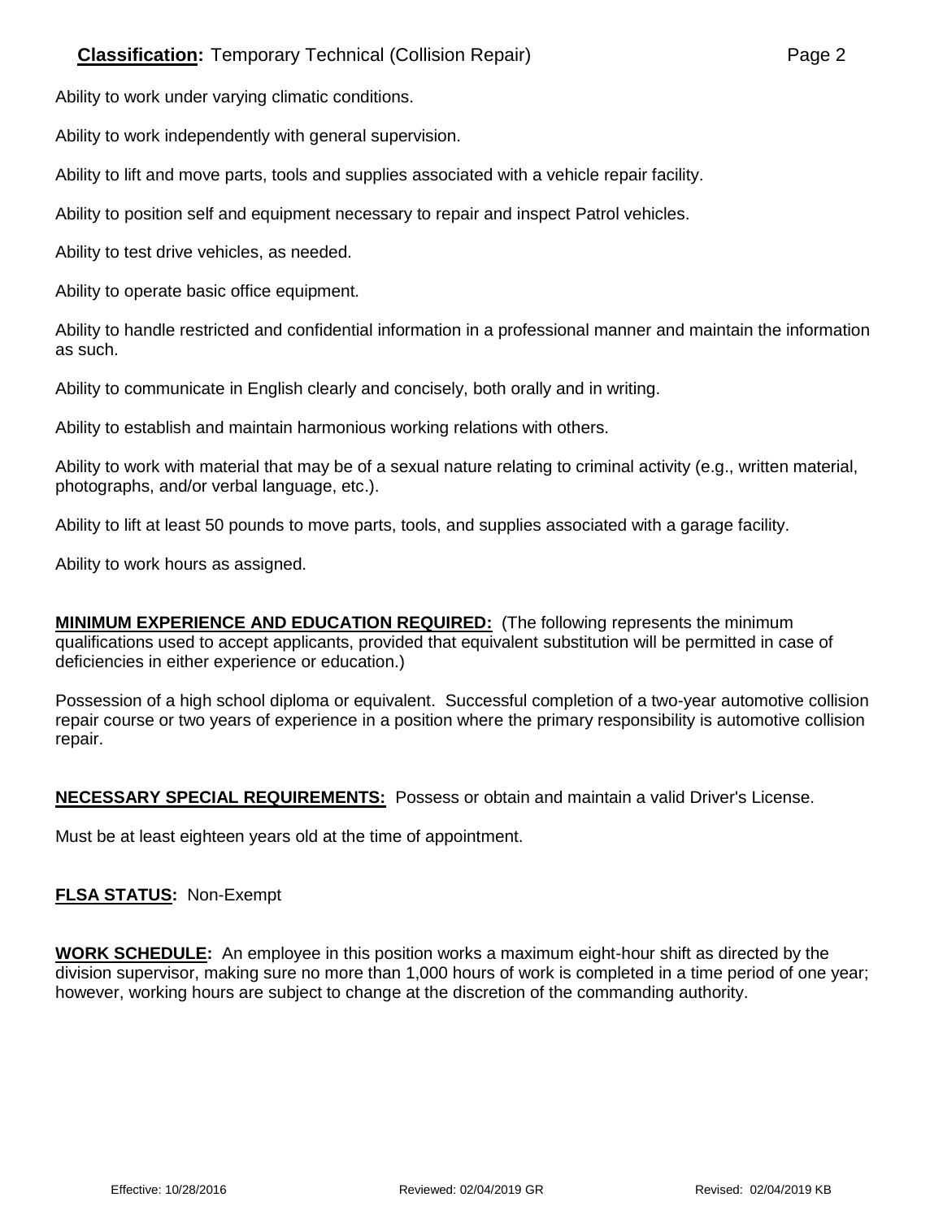Ability to work under varying climatic conditions.

Ability to work independently with general supervision.

Ability to lift and move parts, tools and supplies associated with a vehicle repair facility.

Ability to position self and equipment necessary to repair and inspect Patrol vehicles.

Ability to test drive vehicles, as needed.

Ability to operate basic office equipment.

Ability to handle restricted and confidential information in a professional manner and maintain the information as such.

Ability to communicate in English clearly and concisely, both orally and in writing.

Ability to establish and maintain harmonious working relations with others.

Ability to work with material that may be of a sexual nature relating to criminal activity (e.g., written material, photographs, and/or verbal language, etc.).

Ability to lift at least 50 pounds to move parts, tools, and supplies associated with a garage facility.

Ability to work hours as assigned.

**MINIMUM EXPERIENCE AND EDUCATION REQUIRED:** (The following represents the minimum qualifications used to accept applicants, provided that equivalent substitution will be permitted in case of deficiencies in either experience or education.)

Possession of a high school diploma or equivalent. Successful completion of a two-year automotive collision repair course or two years of experience in a position where the primary responsibility is automotive collision repair.

**NECESSARY SPECIAL REQUIREMENTS:** Possess or obtain and maintain a valid Driver's License.

Must be at least eighteen years old at the time of appointment.

**FLSA STATUS:** Non-Exempt

**WORK SCHEDULE:** An employee in this position works a maximum eight-hour shift as directed by the division supervisor, making sure no more than 1,000 hours of work is completed in a time period of one year; however, working hours are subject to change at the discretion of the commanding authority.

Effective: 10/28/2016 Reviewed: 02/04/2019 GR Revised: 02/04/2019 KB